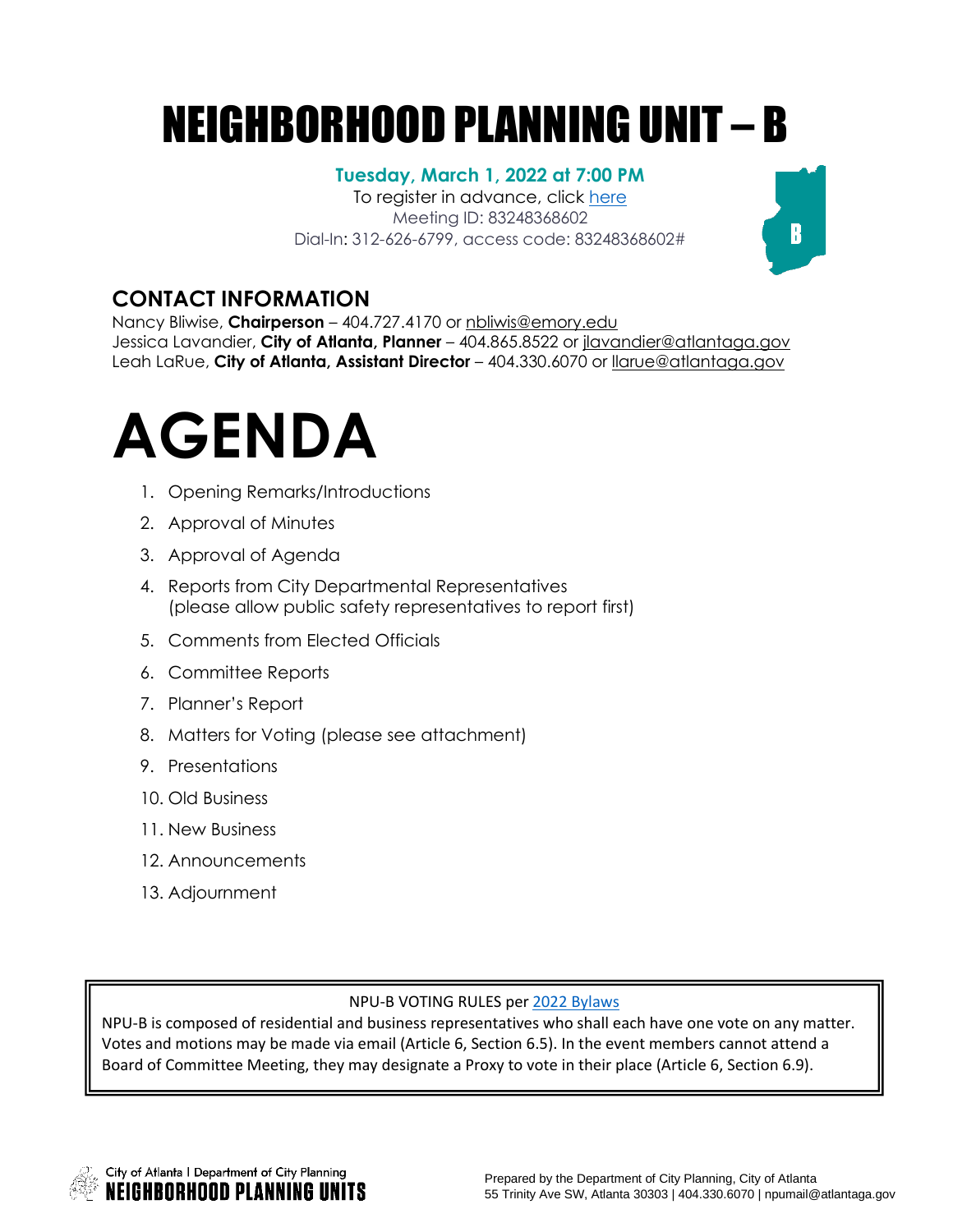# NEIGHBORHOOD PLANNING UNIT – B

**Tuesday, March 1, 2022 at 7:00 PM**

To register in advance, click here

Meeting ID: 83248368602

Dial-In: 312-626-6799, access code: 83248368602#

## CONTACT INFORMATION

Nancy Bliwise, **Chairperson** – 404.727.4170 or nbliwis@emory.edu
Jessica Lavandier, **City of Atlanta, Planner** – 404.865.8522 or jlavandier@atlantaga.gov
Leah LaRue, **City of Atlanta, Assistant Director** – 404.330.6070 or llarue@atlantaga.gov

# AGENDA

1. Opening Remarks/Introductions
2. Approval of Minutes
3. Approval of Agenda
4. Reports from City Departmental Representatives (please allow public safety representatives to report first)
5. Comments from Elected Officials
6. Committee Reports
7. Planner's Report
8. Matters for Voting (please see attachment)
9. Presentations
10. Old Business
11. New Business
12. Announcements
13. Adjournment

NPU-B VOTING RULES per 2022 Bylaws

NPU-B is composed of residential and business representatives who shall each have one vote on any matter. Votes and motions may be made via email (Article 6, Section 6.5). In the event members cannot attend a Board of Committee Meeting, they may designate a Proxy to vote in their place (Article 6, Section 6.9).

City of Atlanta | Department of City Planning
NEIGHBORHOOD PLANNING UNITS

Prepared by the Department of City Planning, City of Atlanta
55 Trinity Ave SW, Atlanta 30303 | 404.330.6070 | npumail@atlantaga.gov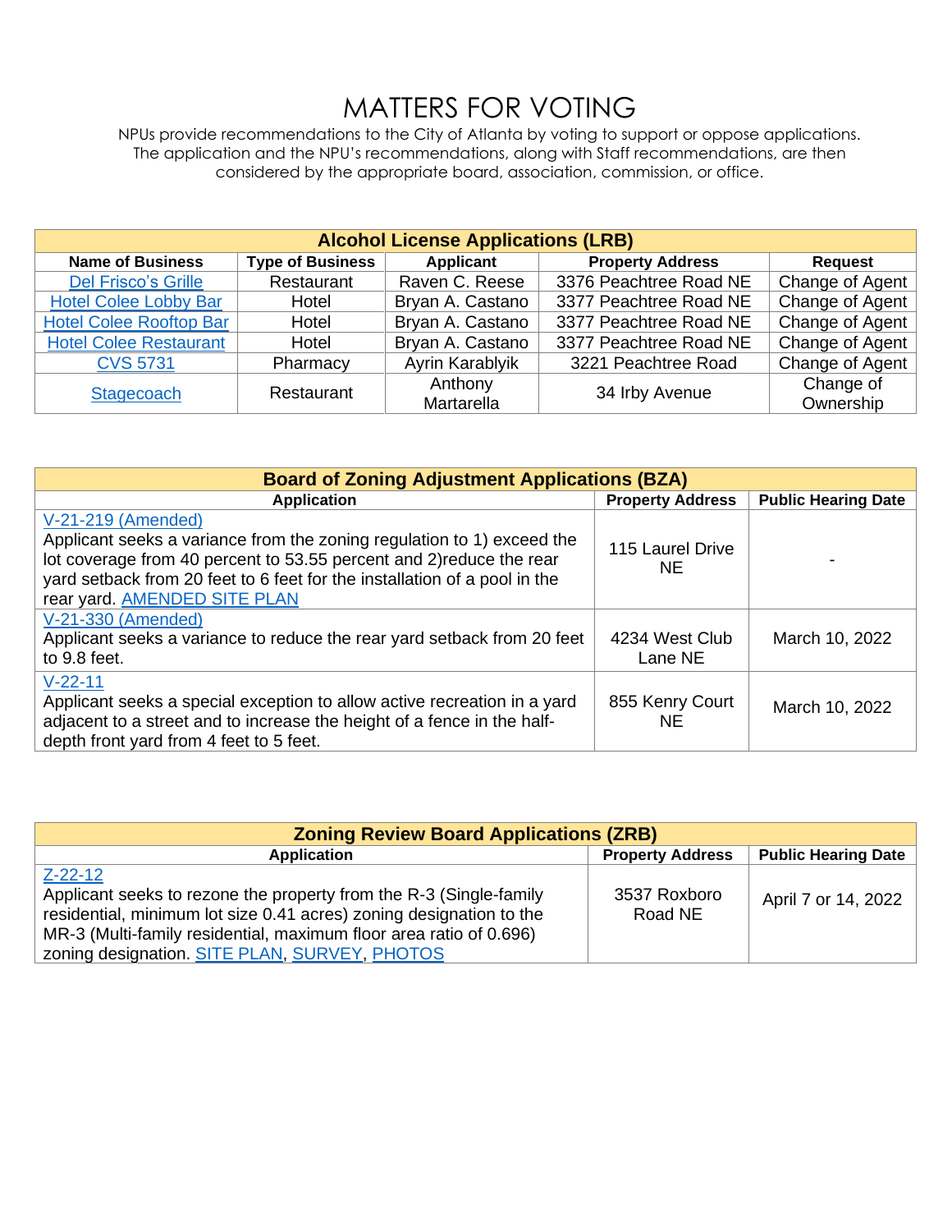# MATTERS FOR VOTING

NPUs provide recommendations to the City of Atlanta by voting to support or oppose applications. The application and the NPU's recommendations, along with Staff recommendations, are then considered by the appropriate board, association, commission, or office.

| Alcohol License Applications (LRB) | | | | |
|---|---|---|---|---|
| **Name of Business** | **Type of Business** | **Applicant** | **Property Address** | **Request** |
| Del Frisco's Grille | Restaurant | Raven C. Reese | 3376 Peachtree Road NE | Change of Agent |
| Hotel Colee Lobby Bar | Hotel | Bryan A. Castano | 3377 Peachtree Road NE | Change of Agent |
| Hotel Colee Rooftop Bar | Hotel | Bryan A. Castano | 3377 Peachtree Road NE | Change of Agent |
| Hotel Colee Restaurant | Hotel | Bryan A. Castano | 3377 Peachtree Road NE | Change of Agent |
| CVS 5731 | Pharmacy | Ayrin Karablyik | 3221 Peachtree Road | Change of Agent |
| Stagecoach | Restaurant | Anthony Martarella | 34 Irby Avenue | Change of Ownership |

| Board of Zoning Adjustment Applications (BZA) | | |
|---|---|---|
| **Application** | **Property Address** | **Public Hearing Date** |
| V-21-219 (Amended)<br>Applicant seeks a variance from the zoning regulation to 1) exceed the lot coverage from 40 percent to 53.55 percent and 2)reduce the rear yard setback from 20 feet to 6 feet for the installation of a pool in the rear yard. AMENDED SITE PLAN | 115 Laurel Drive NE | - |
| V-21-330 (Amended)<br>Applicant seeks a variance to reduce the rear yard setback from 20 feet to 9.8 feet. | 4234 West Club Lane NE | March 10, 2022 |
| V-22-11<br>Applicant seeks a special exception to allow active recreation in a yard adjacent to a street and to increase the height of a fence in the half-depth front yard from 4 feet to 5 feet. | 855 Kenry Court NE | March 10, 2022 |

| Zoning Review Board Applications (ZRB) | | |
|---|---|---|
| **Application** | **Property Address** | **Public Hearing Date** |
| Z-22-12<br>Applicant seeks to rezone the property from the R-3 (Single-family residential, minimum lot size 0.41 acres) zoning designation to the MR-3 (Multi-family residential, maximum floor area ratio of 0.696) zoning designation. SITE PLAN, SURVEY, PHOTOS | 3537 Roxboro Road NE | April 7 or 14, 2022 |